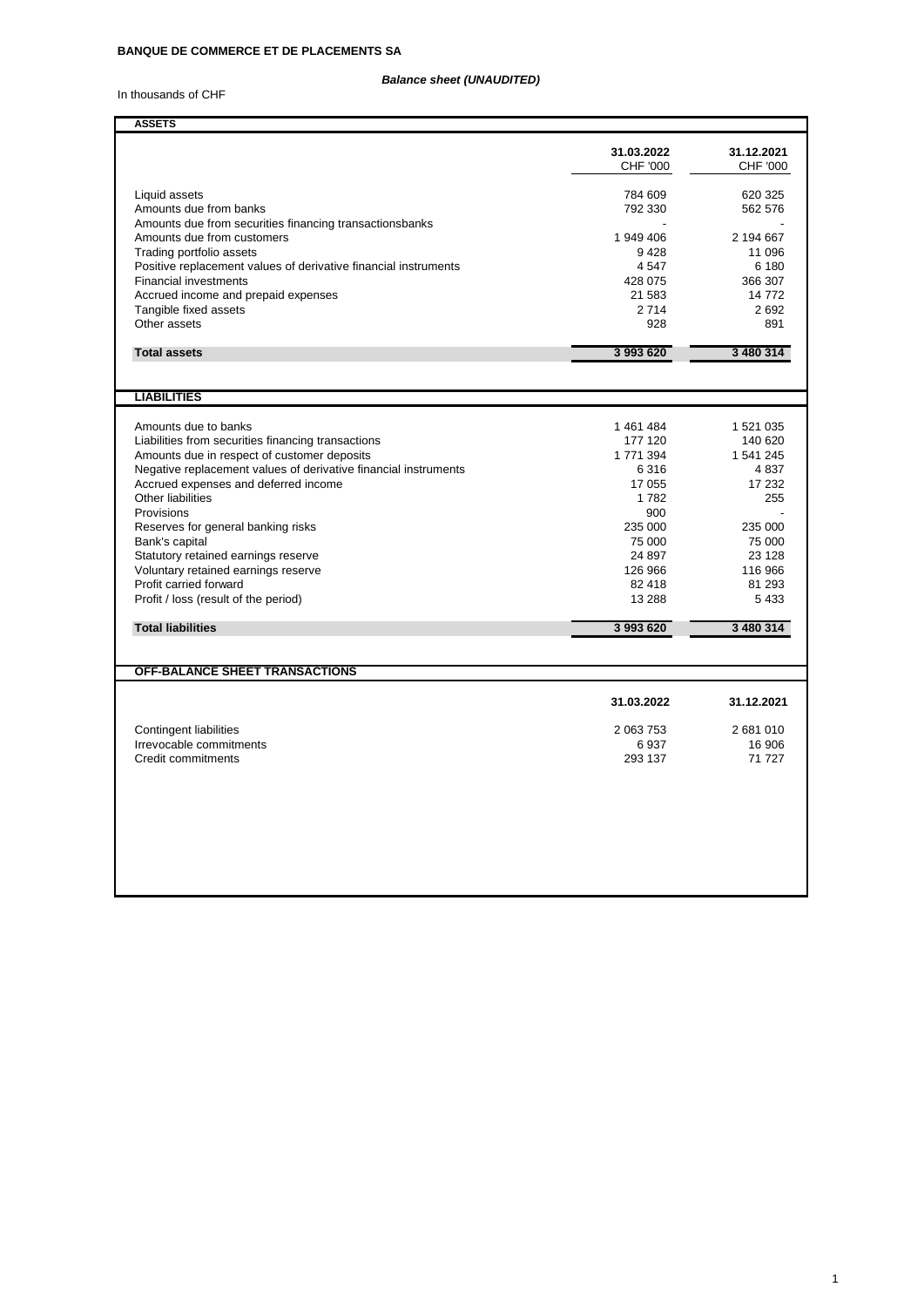**BANQUE DE COMMERCE ET DE PLACEMENTS SA**

***Balance sheet (UNAUDITED)***

In thousands of CHF

| **ASSETS** | | |
|---|---|---|
| | **31.03.2022** CHF '000 | **31.12.2021** CHF '000 |
| Liquid assets | 784 609 | 620 325 |
| Amounts due from banks | 792 330 | 562 576 |
| Amounts due from securities financing transactionsbanks | - | - |
| Amounts due from customers | 1 949 406 | 2 194 667 |
| Trading portfolio assets | 9 428 | 11 096 |
| Positive replacement values of derivative financial instruments | 4 547 | 6 180 |
| Financial investments | 428 075 | 366 307 |
| Accrued income and prepaid expenses | 21 583 | 14 772 |
| Tangible fixed assets | 2 714 | 2 692 |
| Other assets | 928 | 891 |
| **Total assets** | **3 993 620** | **3 480 314** |

| **LIABILITIES** | | |
|---|---|---|
| Amounts due to banks | 1 461 484 | 1 521 035 |
| Liabilities from securities financing transactions | 177 120 | 140 620 |
| Amounts due in respect of customer deposits | 1 771 394 | 1 541 245 |
| Negative replacement values of derivative financial instruments | 6 316 | 4 837 |
| Accrued expenses and deferred income | 17 055 | 17 232 |
| Other liabilities | 1 782 | 255 |
| Provisions | 900 | - |
| Reserves for general banking risks | 235 000 | 235 000 |
| Bank's capital | 75 000 | 75 000 |
| Statutory retained earnings reserve | 24 897 | 23 128 |
| Voluntary retained earnings reserve | 126 966 | 116 966 |
| Profit carried forward | 82 418 | 81 293 |
| Profit / loss (result of the period) | 13 288 | 5 433 |
| **Total liabilities** | **3 993 620** | **3 480 314** |

| **OFF-BALANCE SHEET TRANSACTIONS** | | |
|---|---|---|
| | **31.03.2022** | **31.12.2021** |
| Contingent liabilities | 2 063 753 | 2 681 010 |
| Irrevocable commitments | 6 937 | 16 906 |
| Credit commitments | 293 137 | 71 727 |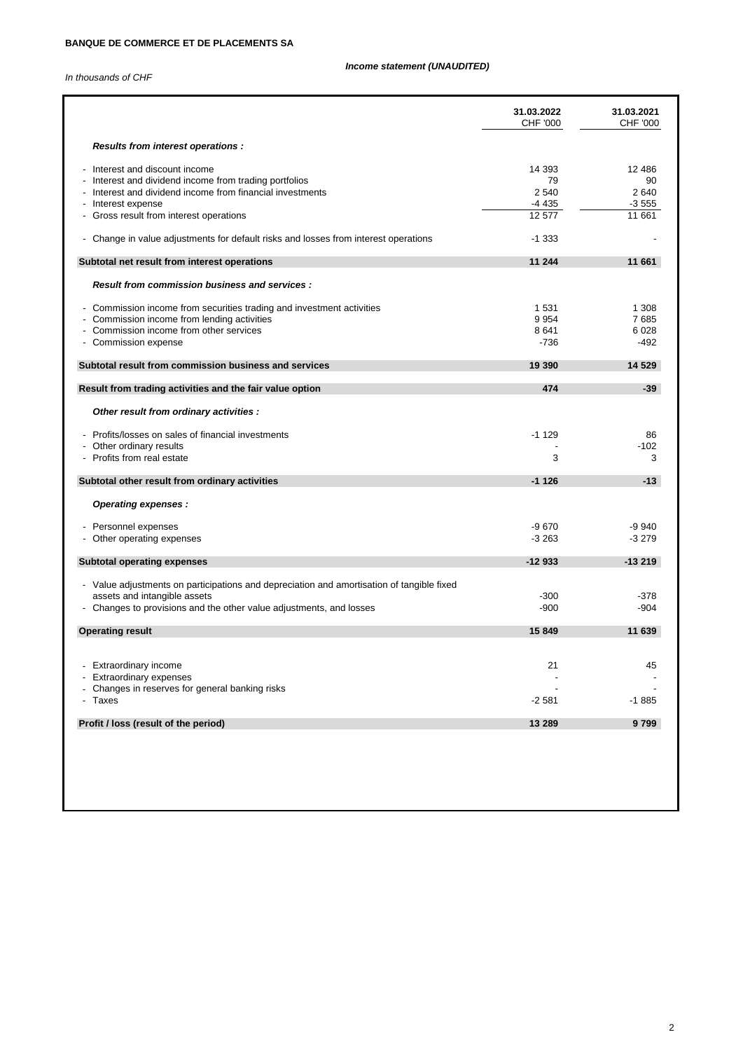**BANQUE DE COMMERCE ET DE PLACEMENTS SA**

***Income statement (UNAUDITED)***

*In thousands of CHF*

| | 31.03.2022 CHF '000 | 31.03.2021 CHF '000 |
|---|---|---|
| ***Results from interest operations :*** | | |
| - Interest and discount income | 14 393 | 12 486 |
| - Interest and dividend income from trading portfolios | 79 | 90 |
| - Interest and dividend income from financial investments | 2 540 | 2 640 |
| - Interest expense | -4 435 | -3 555 |
| - Gross result from interest operations | 12 577 | 11 661 |
| - Change in value adjustments for default risks and losses from interest operations | -1 333 | - |
| **Subtotal net result from interest operations** | **11 244** | **11 661** |
| ***Result from commission business and services :*** | | |
| - Commission income from securities trading and investment activities | 1 531 | 1 308 |
| - Commission income from lending activities | 9 954 | 7 685 |
| - Commission income from other services | 8 641 | 6 028 |
| - Commission expense | -736 | -492 |
| **Subtotal result from commission business and services** | **19 390** | **14 529** |
| **Result from trading activities and the fair value option** | **474** | **-39** |
| ***Other result from ordinary activities :*** | | |
| - Profits/losses on sales of financial investments | -1 129 | 86 |
| - Other ordinary results | - | -102 |
| - Profits from real estate | 3 | 3 |
| **Subtotal other result from ordinary activities** | **-1 126** | **-13** |
| ***Operating expenses :*** | | |
| - Personnel expenses | -9 670 | -9 940 |
| - Other operating expenses | -3 263 | -3 279 |
| **Subtotal operating expenses** | **-12 933** | **-13 219** |
| - Value adjustments on participations and depreciation and amortisation of tangible fixed assets and intangible assets | -300 | -378 |
| - Changes to provisions and the other value adjustments, and losses | -900 | -904 |
| **Operating result** | **15 849** | **11 639** |
| - Extraordinary income | 21 | 45 |
| - Extraordinary expenses | - | - |
| - Changes in reserves for general banking risks | - | - |
| - Taxes | -2 581 | -1 885 |
| **Profit / loss (result of the period)** | **13 289** | **9 799** |